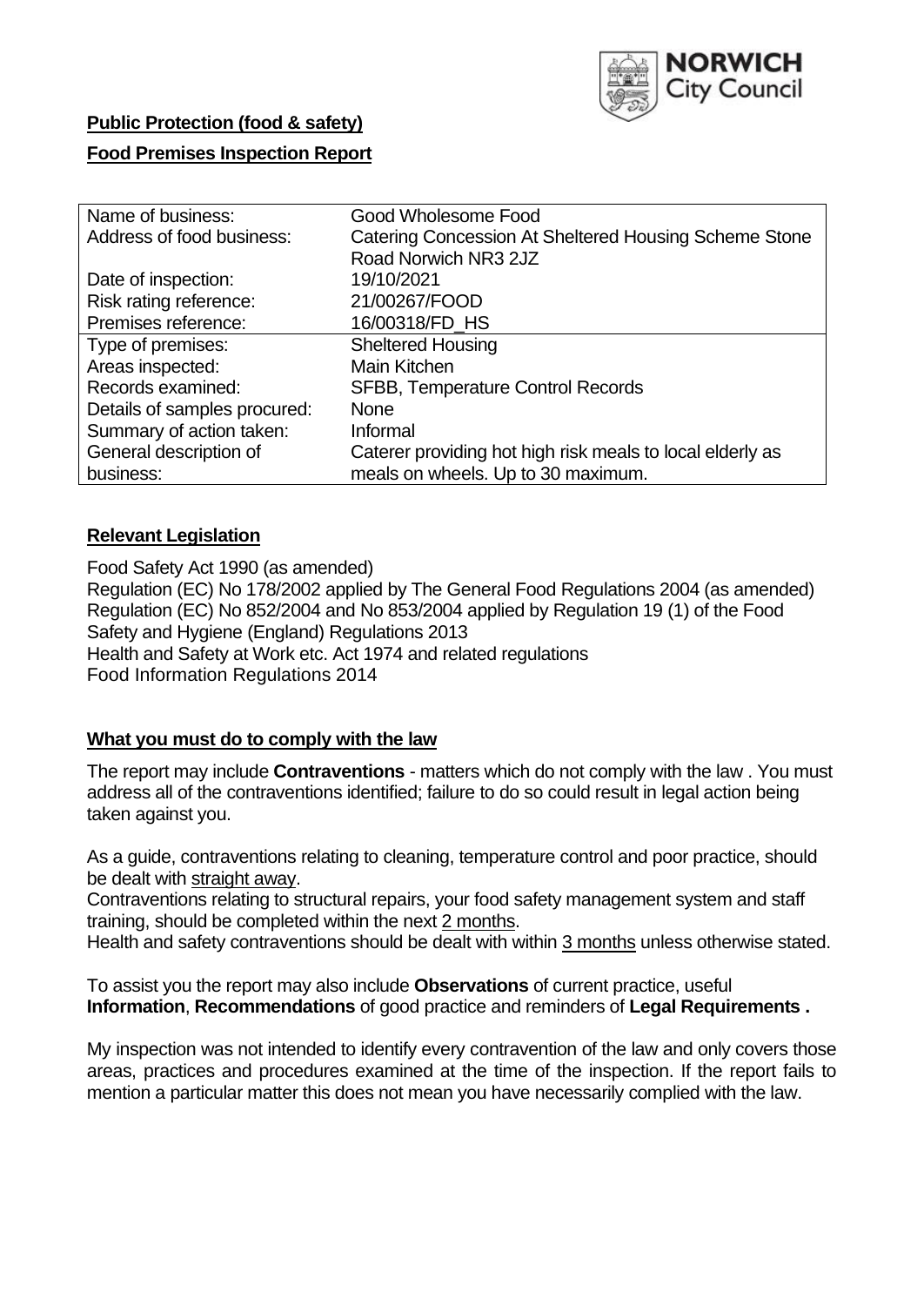NORWICH City Council

**Public Protection (food & safety)**

**Food Premises Inspection Report**

| Name of business: | Good Wholesome Food |
|---|---|
| Address of food business: | Catering Concession At Sheltered Housing Scheme Stone Road Norwich NR3 2JZ |
| Date of inspection: | 19/10/2021 |
| Risk rating reference: | 21/00267/FOOD |
| Premises reference: | 16/00318/FD_HS |
| Type of premises: | Sheltered Housing |
| Areas inspected: | Main Kitchen |
| Records examined: | SFBB, Temperature Control Records |
| Details of samples procured: | None |
| Summary of action taken: | Informal |
| General description of business: | Caterer providing hot high risk meals to local elderly as meals on wheels. Up to 30 maximum. |

## **Relevant Legislation**

Food Safety Act 1990 (as amended)
Regulation (EC) No 178/2002 applied by The General Food Regulations 2004 (as amended)
Regulation (EC) No 852/2004 and No 853/2004 applied by Regulation 19 (1) of the Food Safety and Hygiene (England) Regulations 2013
Health and Safety at Work etc. Act 1974 and related regulations
Food Information Regulations 2014

## **What you must do to comply with the law**

The report may include **Contraventions** - matters which do not comply with the law . You must address all of the contraventions identified; failure to do so could result in legal action being taken against you.

As a guide, contraventions relating to cleaning, temperature control and poor practice, should be dealt with straight away.
Contraventions relating to structural repairs, your food safety management system and staff training, should be completed within the next 2 months.
Health and safety contraventions should be dealt with within 3 months unless otherwise stated.

To assist you the report may also include **Observations** of current practice, useful **Information**, **Recommendations** of good practice and reminders of **Legal Requirements .**

My inspection was not intended to identify every contravention of the law and only covers those areas, practices and procedures examined at the time of the inspection. If the report fails to mention a particular matter this does not mean you have necessarily complied with the law.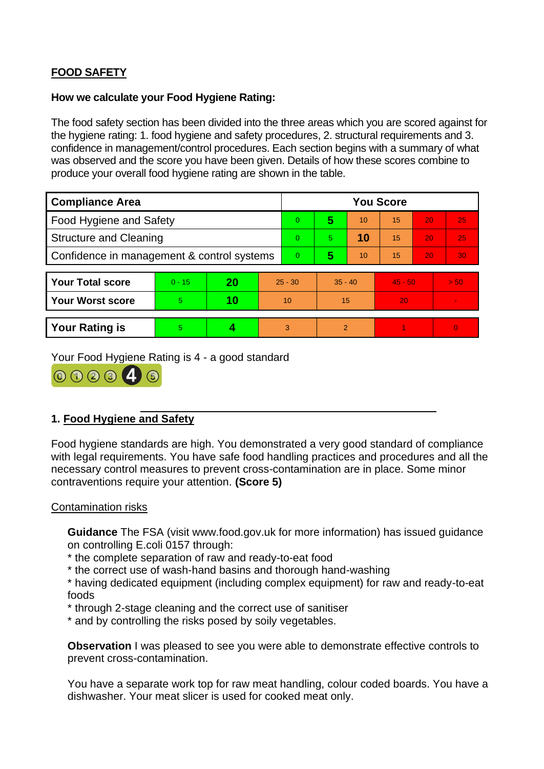## FOOD SAFETY

**How we calculate your Food Hygiene Rating:**

The food safety section has been divided into the three areas which you are scored against for the hygiene rating: 1. food hygiene and safety procedures, 2. structural requirements and 3. confidence in management/control procedures. Each section begins with a summary of what was observed and the score you have been given. Details of how these scores combine to produce your overall food hygiene rating are shown in the table.

| Compliance Area | You Score | | | | | |
|---|---|---|---|---|---|---|
| Food Hygiene and Safety | 0 | **5** | 10 | 15 | 20 | 25 |
| Structure and Cleaning | 0 | 5 | **10** | 15 | 20 | 25 |
| Confidence in management & control systems | 0 | **5** | 10 | 15 | 20 | 30 |

| | | | | | | |
|---|---|---|---|---|---|---|
| **Your Total score** | 0 - 15 | **20** | 25 - 30 | 35 - 40 | 45 - 50 | > 50 |
| **Your Worst score** | 5 | **10** | 10 | 15 | 20 | - |
| **Your Rating is** | 5 | **4** | 3 | 2 | 1 | 0 |

Your Food Hygiene Rating is 4 - a good standard

## 1. Food Hygiene and Safety

Food hygiene standards are high. You demonstrated a very good standard of compliance with legal requirements. You have safe food handling practices and procedures and all the necessary control measures to prevent cross-contamination are in place. Some minor contraventions require your attention. **(Score 5)**

Contamination risks

**Guidance** The FSA (visit www.food.gov.uk for more information) has issued guidance on controlling E.coli 0157 through:
* the complete separation of raw and ready-to-eat food
* the correct use of wash-hand basins and thorough hand-washing
* having dedicated equipment (including complex equipment) for raw and ready-to-eat foods
* through 2-stage cleaning and the correct use of sanitiser
* and by controlling the risks posed by soily vegetables.

**Observation** I was pleased to see you were able to demonstrate effective controls to prevent cross-contamination.

You have a separate work top for raw meat handling, colour coded boards. You have a dishwasher. Your meat slicer is used for cooked meat only.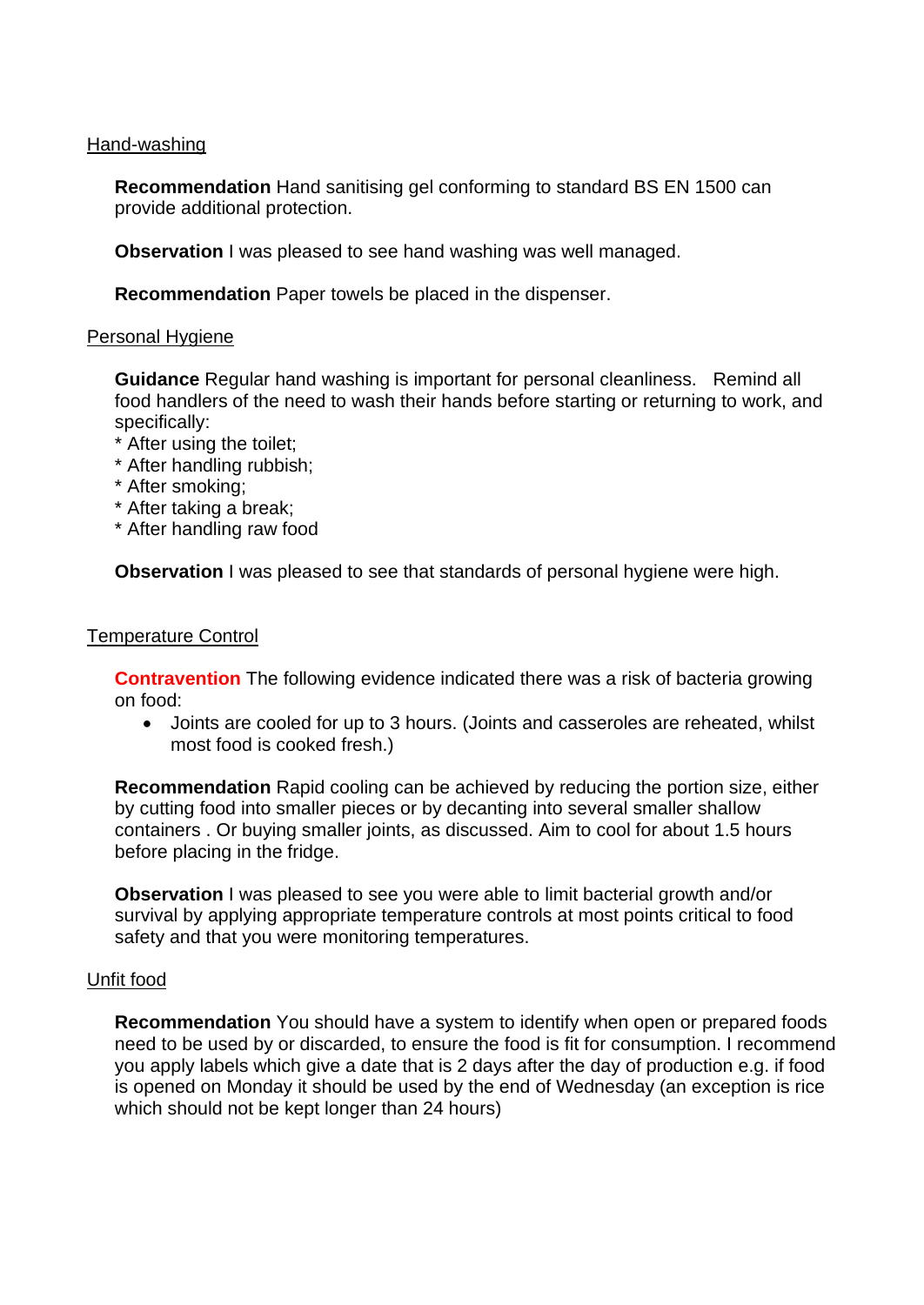<u>Hand-washing</u>

**Recommendation** Hand sanitising gel conforming to standard BS EN 1500 can provide additional protection.

**Observation** I was pleased to see hand washing was well managed.

**Recommendation** Paper towels be placed in the dispenser.

<u>Personal Hygiene</u>

**Guidance** Regular hand washing is important for personal cleanliness. Remind all food handlers of the need to wash their hands before starting or returning to work, and specifically:
* After using the toilet;
* After handling rubbish;
* After smoking;
* After taking a break;
* After handling raw food

**Observation** I was pleased to see that standards of personal hygiene were high.

<u>Temperature Control</u>

**Contravention** The following evidence indicated there was a risk of bacteria growing on food:

- Joints are cooled for up to 3 hours. (Joints and casseroles are reheated, whilst most food is cooked fresh.)

**Recommendation** Rapid cooling can be achieved by reducing the portion size, either by cutting food into smaller pieces or by decanting into several smaller shallow containers . Or buying smaller joints, as discussed. Aim to cool for about 1.5 hours before placing in the fridge.

**Observation** I was pleased to see you were able to limit bacterial growth and/or survival by applying appropriate temperature controls at most points critical to food safety and that you were monitoring temperatures.

<u>Unfit food</u>

**Recommendation** You should have a system to identify when open or prepared foods need to be used by or discarded, to ensure the food is fit for consumption. I recommend you apply labels which give a date that is 2 days after the day of production e.g. if food is opened on Monday it should be used by the end of Wednesday (an exception is rice which should not be kept longer than 24 hours)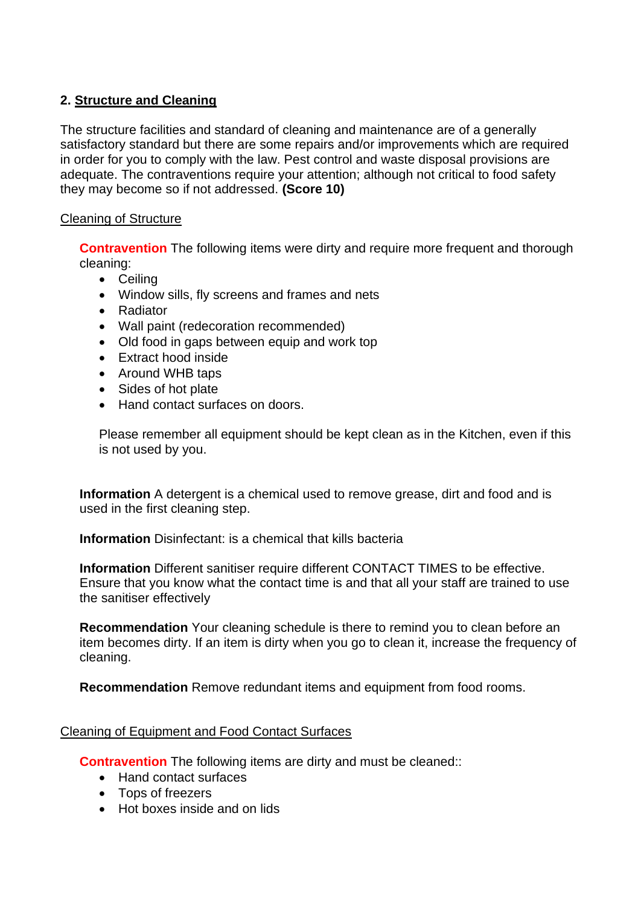## 2. Structure and Cleaning

The structure facilities and standard of cleaning and maintenance are of a generally satisfactory standard but there are some repairs and/or improvements which are required in order for you to comply with the law. Pest control and waste disposal provisions are adequate. The contraventions require your attention; although not critical to food safety they may become so if not addressed. **(Score 10)**

Cleaning of Structure

**Contravention** The following items were dirty and require more frequent and thorough cleaning:

- Ceiling
- Window sills, fly screens and frames and nets
- Radiator
- Wall paint (redecoration recommended)
- Old food in gaps between equip and work top
- Extract hood inside
- Around WHB taps
- Sides of hot plate
- Hand contact surfaces on doors.

Please remember all equipment should be kept clean as in the Kitchen, even if this is not used by you.

**Information** A detergent is a chemical used to remove grease, dirt and food and is used in the first cleaning step.

**Information** Disinfectant: is a chemical that kills bacteria

**Information** Different sanitiser require different CONTACT TIMES to be effective. Ensure that you know what the contact time is and that all your staff are trained to use the sanitiser effectively

**Recommendation** Your cleaning schedule is there to remind you to clean before an item becomes dirty. If an item is dirty when you go to clean it, increase the frequency of cleaning.

**Recommendation** Remove redundant items and equipment from food rooms.

Cleaning of Equipment and Food Contact Surfaces

**Contravention** The following items are dirty and must be cleaned::

- Hand contact surfaces
- Tops of freezers
- Hot boxes inside and on lids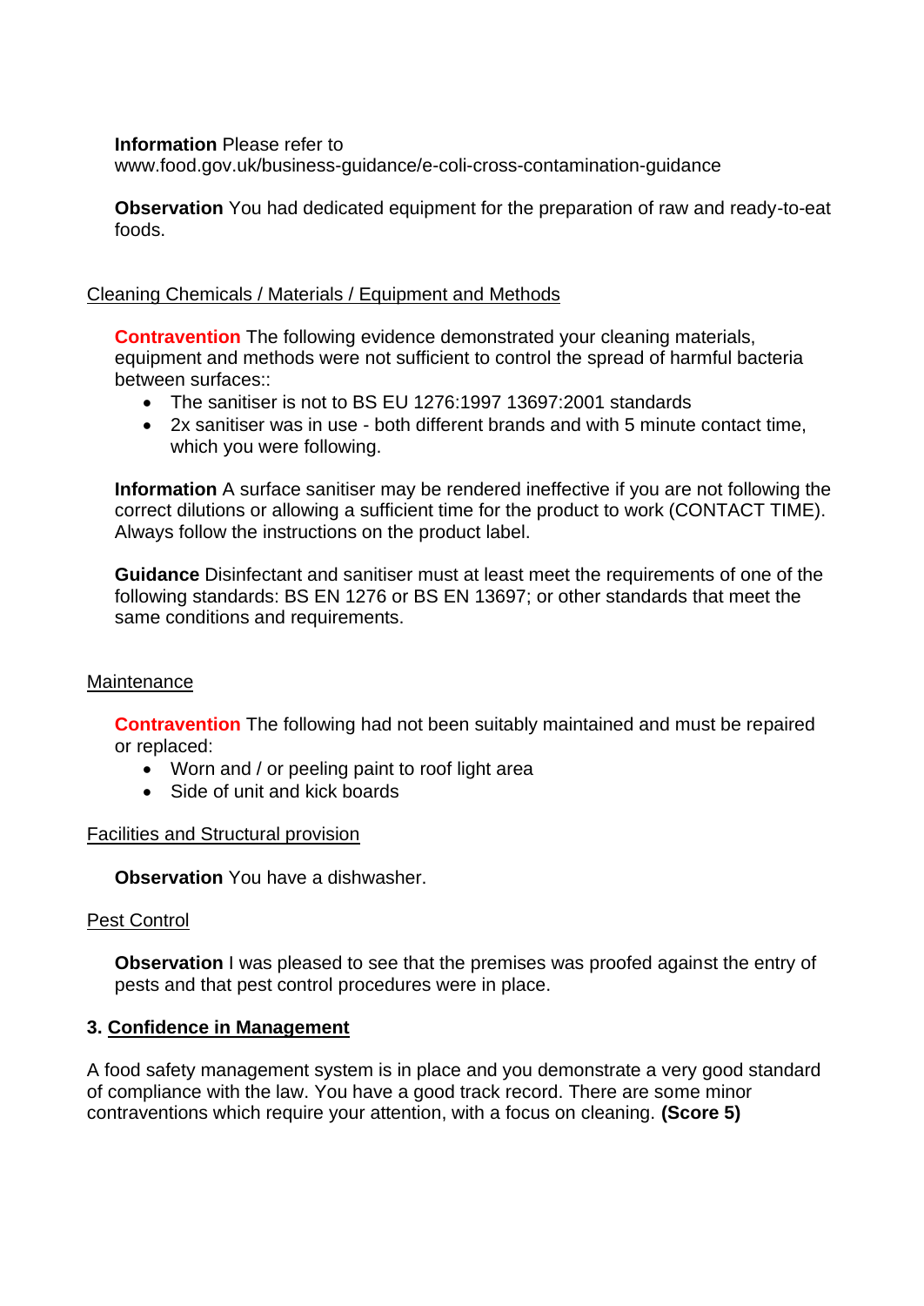**Information** Please refer to www.food.gov.uk/business-guidance/e-coli-cross-contamination-guidance

**Observation** You had dedicated equipment for the preparation of raw and ready-to-eat foods.

Cleaning Chemicals / Materials / Equipment and Methods

**Contravention** The following evidence demonstrated your cleaning materials, equipment and methods were not sufficient to control the spread of harmful bacteria between surfaces::

- The sanitiser is not to BS EU 1276:1997 13697:2001 standards
- 2x sanitiser was in use - both different brands and with 5 minute contact time, which you were following.

**Information** A surface sanitiser may be rendered ineffective if you are not following the correct dilutions or allowing a sufficient time for the product to work (CONTACT TIME). Always follow the instructions on the product label.

**Guidance** Disinfectant and sanitiser must at least meet the requirements of one of the following standards: BS EN 1276 or BS EN 13697; or other standards that meet the same conditions and requirements.

Maintenance

**Contravention** The following had not been suitably maintained and must be repaired or replaced:

- Worn and / or peeling paint to roof light area
- Side of unit and kick boards

Facilities and Structural provision

**Observation** You have a dishwasher.

Pest Control

**Observation** I was pleased to see that the premises was proofed against the entry of pests and that pest control procedures were in place.

## 3. Confidence in Management

A food safety management system is in place and you demonstrate a very good standard of compliance with the law. You have a good track record. There are some minor contraventions which require your attention, with a focus on cleaning. **(Score 5)**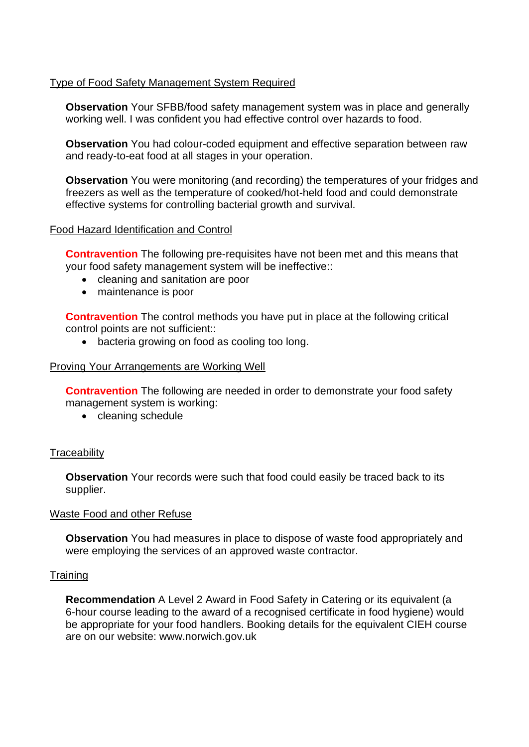Type of Food Safety Management System Required

**Observation** Your SFBB/food safety management system was in place and generally working well. I was confident you had effective control over hazards to food.

**Observation** You had colour-coded equipment and effective separation between raw and ready-to-eat food at all stages in your operation.

**Observation** You were monitoring (and recording) the temperatures of your fridges and freezers as well as the temperature of cooked/hot-held food and could demonstrate effective systems for controlling bacterial growth and survival.

Food Hazard Identification and Control

**Contravention** The following pre-requisites have not been met and this means that your food safety management system will be ineffective::

- cleaning and sanitation are poor
- maintenance is poor

**Contravention** The control methods you have put in place at the following critical control points are not sufficient::

- bacteria growing on food as cooling too long.

Proving Your Arrangements are Working Well

**Contravention** The following are needed in order to demonstrate your food safety management system is working:

- cleaning schedule

Traceability

**Observation** Your records were such that food could easily be traced back to its supplier.

Waste Food and other Refuse

**Observation** You had measures in place to dispose of waste food appropriately and were employing the services of an approved waste contractor.

Training

**Recommendation** A Level 2 Award in Food Safety in Catering or its equivalent (a 6-hour course leading to the award of a recognised certificate in food hygiene) would be appropriate for your food handlers. Booking details for the equivalent CIEH course are on our website: www.norwich.gov.uk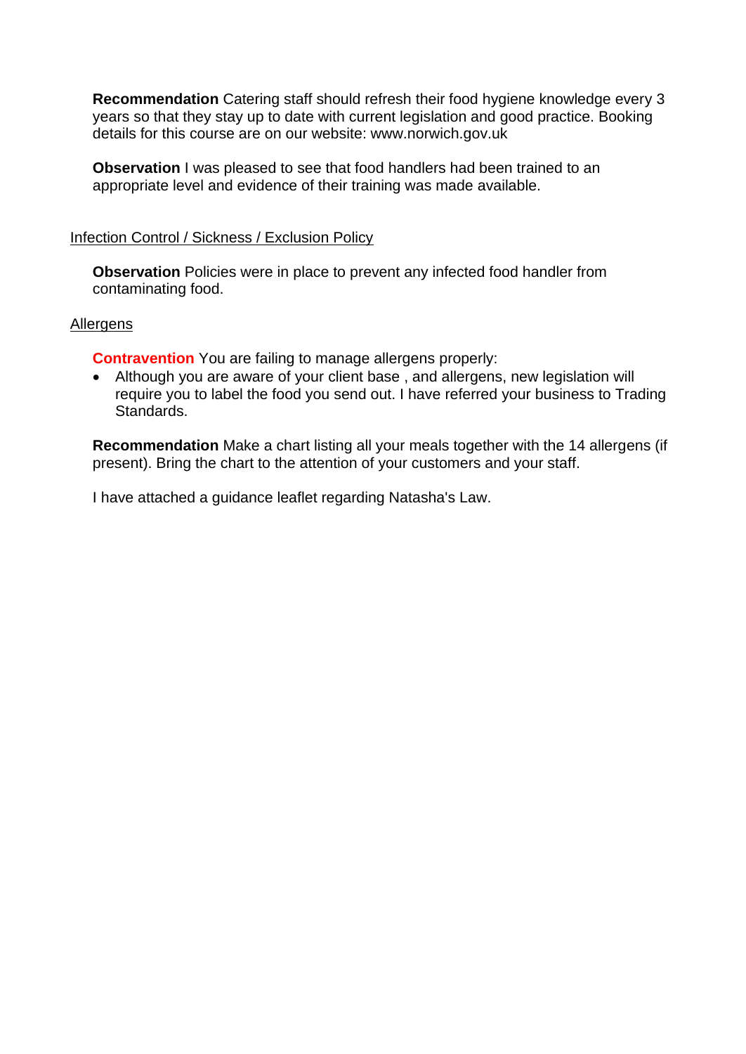**Recommendation** Catering staff should refresh their food hygiene knowledge every 3 years so that they stay up to date with current legislation and good practice. Booking details for this course are on our website: www.norwich.gov.uk

**Observation** I was pleased to see that food handlers had been trained to an appropriate level and evidence of their training was made available.

Infection Control / Sickness / Exclusion Policy

**Observation** Policies were in place to prevent any infected food handler from contaminating food.

Allergens

**Contravention** You are failing to manage allergens properly:

- Although you are aware of your client base , and allergens, new legislation will require you to label the food you send out. I have referred your business to Trading Standards.

**Recommendation** Make a chart listing all your meals together with the 14 allergens (if present). Bring the chart to the attention of your customers and your staff.

I have attached a guidance leaflet regarding Natasha's Law.